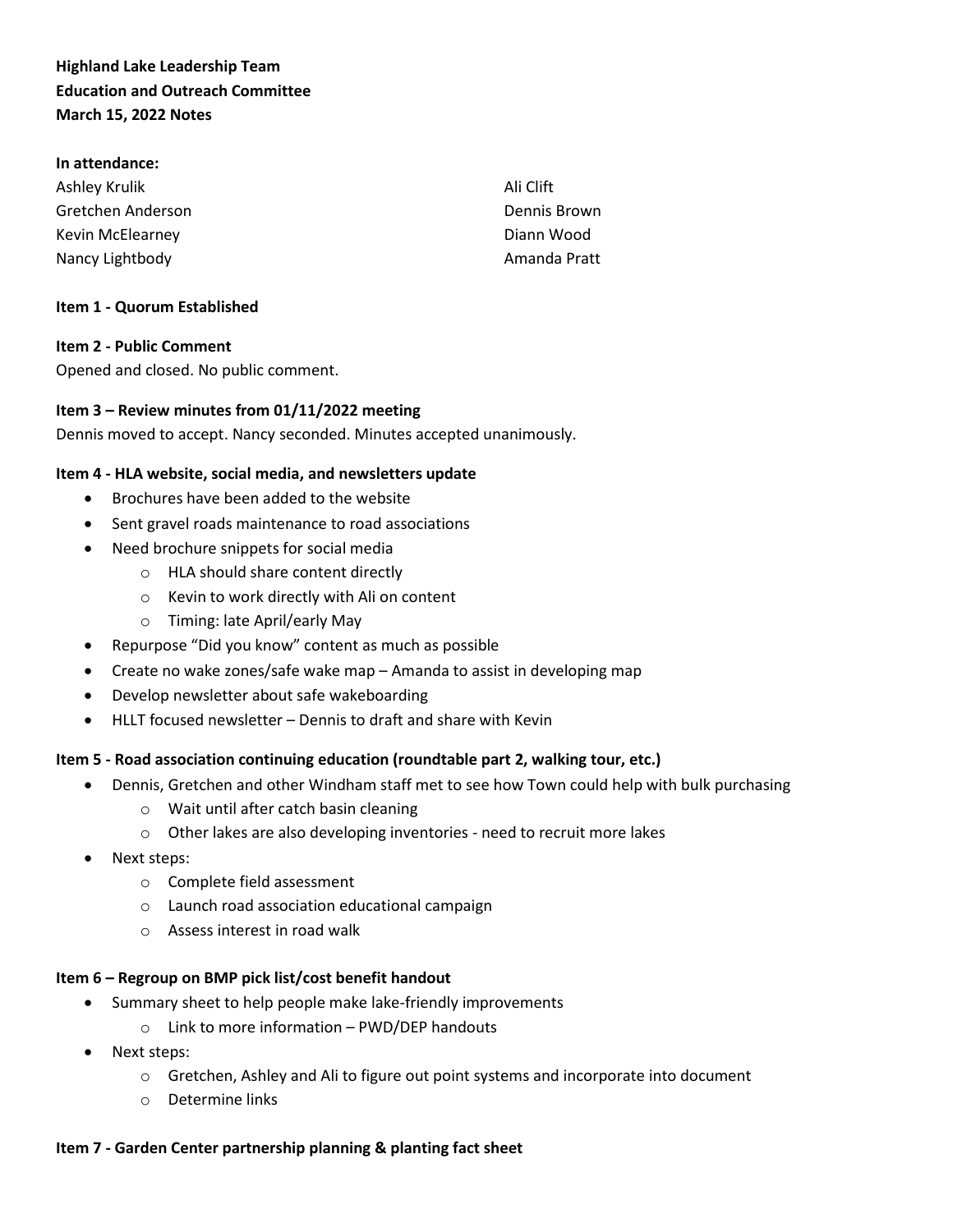**Highland Lake Leadership Team**
**Education and Outreach Committee**
**March 15, 2022 Notes**

**In attendance:**

Ashley Krulik
Gretchen Anderson
Kevin McElearney
Nancy Lightbody
Ali Clift
Dennis Brown
Diann Wood
Amanda Pratt

**Item 1 - Quorum Established**

**Item 2 - Public Comment**

Opened and closed. No public comment.

**Item 3 – Review minutes from 01/11/2022 meeting**

Dennis moved to accept. Nancy seconded. Minutes accepted unanimously.

**Item 4 - HLA website, social media, and newsletters update**

- Brochures have been added to the website
- Sent gravel roads maintenance to road associations
- Need brochure snippets for social media
  - HLA should share content directly
  - Kevin to work directly with Ali on content
  - Timing: late April/early May
- Repurpose "Did you know" content as much as possible
- Create no wake zones/safe wake map – Amanda to assist in developing map
- Develop newsletter about safe wakeboarding
- HLLT focused newsletter – Dennis to draft and share with Kevin

**Item 5 - Road association continuing education (roundtable part 2, walking tour, etc.)**

- Dennis, Gretchen and other Windham staff met to see how Town could help with bulk purchasing
  - Wait until after catch basin cleaning
  - Other lakes are also developing inventories - need to recruit more lakes
- Next steps:
  - Complete field assessment
  - Launch road association educational campaign
  - Assess interest in road walk

**Item 6 – Regroup on BMP pick list/cost benefit handout**

- Summary sheet to help people make lake-friendly improvements
  - Link to more information – PWD/DEP handouts
- Next steps:
  - Gretchen, Ashley and Ali to figure out point systems and incorporate into document
  - Determine links

**Item 7 - Garden Center partnership planning & planting fact sheet**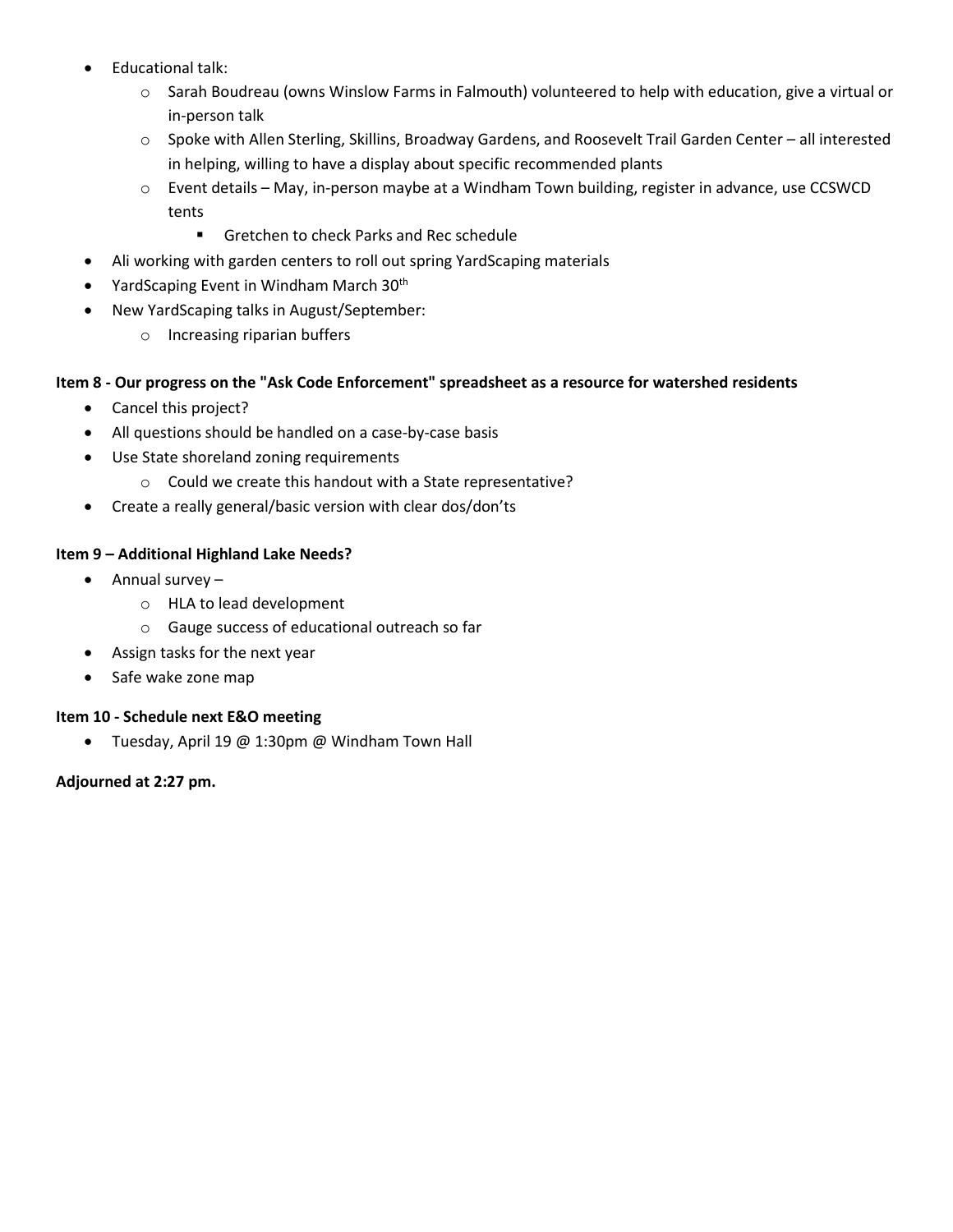- Educational talk:
    - Sarah Boudreau (owns Winslow Farms in Falmouth) volunteered to help with education, give a virtual or in-person talk
    - Spoke with Allen Sterling, Skillins, Broadway Gardens, and Roosevelt Trail Garden Center – all interested in helping, willing to have a display about specific recommended plants
    - Event details – May, in-person maybe at a Windham Town building, register in advance, use CCSWCD tents
        - Gretchen to check Parks and Rec schedule
- Ali working with garden centers to roll out spring YardScaping materials
- YardScaping Event in Windham March 30th
- New YardScaping talks in August/September:
    - Increasing riparian buffers

**Item 8 - Our progress on the "Ask Code Enforcement" spreadsheet as a resource for watershed residents**

- Cancel this project?
- All questions should be handled on a case-by-case basis
- Use State shoreland zoning requirements
    - Could we create this handout with a State representative?
- Create a really general/basic version with clear dos/don'ts

**Item 9 – Additional Highland Lake Needs?**

- Annual survey –
    - HLA to lead development
    - Gauge success of educational outreach so far
- Assign tasks for the next year
- Safe wake zone map

**Item 10 - Schedule next E&O meeting**

- Tuesday, April 19 @ 1:30pm @ Windham Town Hall

**Adjourned at 2:27 pm.**